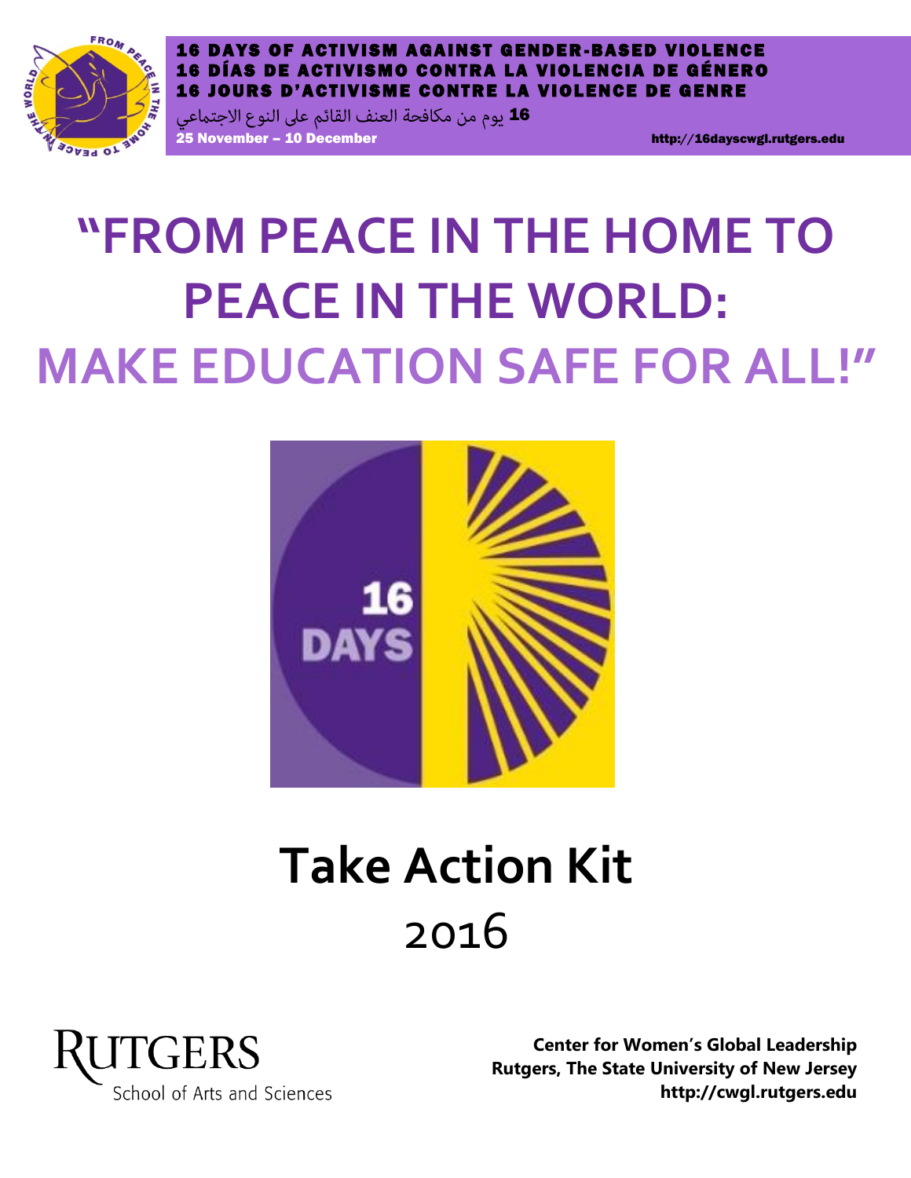16 DAYS OF ACTIVISM AGAINST GENDER-BASED VIOLENCE
16 DÍAS DE ACTIVISMO CONTRA LA VIOLENCIA DE GÉNERO
16 JOURS D'ACTIVISME CONTRE LA VIOLENCE DE GENRE
16 يوم من مكافحة العنف القائم على النوع الاجتماعي
25 November – 10 December

http://16dayscwgl.rutgers.edu

# "FROM PEACE IN THE HOME TO PEACE IN THE WORLD: MAKE EDUCATION SAFE FOR ALL!"

16 DAYS

# Take Action Kit

## 2016

RUTGERS
School of Arts and Sciences

**Center for Women's Global Leadership**
**Rutgers, The State University of New Jersey**
**http://cwgl.rutgers.edu**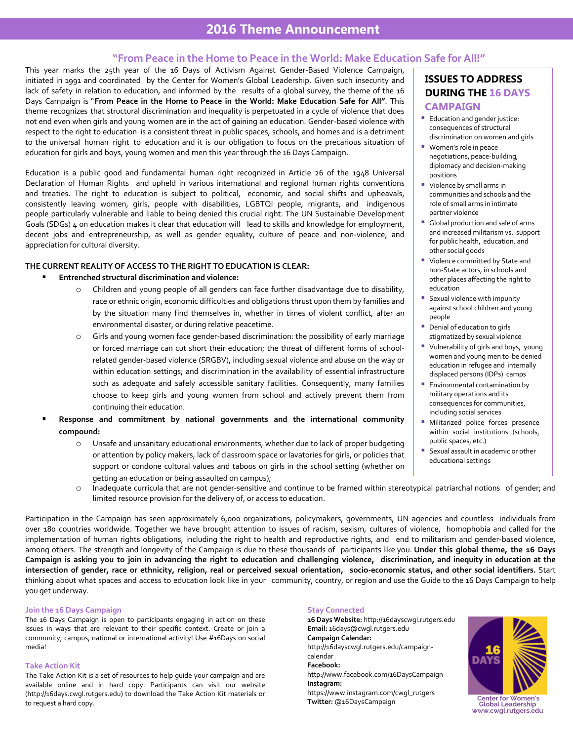# 2016 Theme Announcement

## "From Peace in the Home to Peace in the World: Make Education Safe for All!"

This year marks the 25th year of the 16 Days of Activism Against Gender-Based Violence Campaign, initiated in 1991 and coordinated by the Center for Women's Global Leadership. Given such insecurity and lack of safety in relation to education, and informed by the results of a global survey, the theme of the 16 Days Campaign is "**From Peace in the Home to Peace in the World: Make Education Safe for All"**. This theme recognizes that structural discrimination and inequality is perpetuated in a cycle of violence that does not end even when girls and young women are in the act of gaining an education. Gender-based violence with respect to the right to education is a consistent threat in public spaces, schools, and homes and is a detriment to the universal human right to education and it is our obligation to focus on the precarious situation of education for girls and boys, young women and men this year through the 16 Days Campaign.

Education is a public good and fundamental human right recognized in Article 26 of the 1948 Universal Declaration of Human Rights and upheld in various international and regional human rights conventions and treaties. The right to education is subject to political, economic, and social shifts and upheavals, consistently leaving women, girls, people with disabilities, LGBTQI people, migrants, and indigenous people particularly vulnerable and liable to being denied this crucial right. The UN Sustainable Development Goals (SDGs) 4 on education makes it clear that education will lead to skills and knowledge for employment, decent jobs and entrepreneurship, as well as gender equality, culture of peace and non-violence, and appreciation for cultural diversity.

**THE CURRENT REALITY OF ACCESS TO THE RIGHT TO EDUCATION IS CLEAR:**

- **Entrenched structural discrimination and violence:**
  - Children and young people of all genders can face further disadvantage due to disability, race or ethnic origin, economic difficulties and obligations thrust upon them by families and by the situation many find themselves in, whether in times of violent conflict, after an environmental disaster, or during relative peacetime.
  - Girls and young women face gender-based discrimination: the possibility of early marriage or forced marriage can cut short their education; the threat of different forms of school-related gender-based violence (SRGBV), including sexual violence and abuse on the way or within education settings; and discrimination in the availability of essential infrastructure such as adequate and safely accessible sanitary facilities. Consequently, many families choose to keep girls and young women from school and actively prevent them from continuing their education.
- **Response and commitment by national governments and the international community compound:**
  - Unsafe and unsanitary educational environments, whether due to lack of proper budgeting or attention by policy makers, lack of classroom space or lavatories for girls, or policies that support or condone cultural values and taboos on girls in the school setting (whether on getting an education or being assaulted on campus);
  - Inadequate curricula that are not gender-sensitive and continue to be framed within stereotypical patriarchal notions of gender; and limited resource provision for the delivery of, or access to education.

### ISSUES TO ADDRESS DURING THE 16 DAYS CAMPAIGN

- Education and gender justice: consequences of structural discrimination on women and girls
- Women's role in peace negotiations, peace-building, diplomacy and decision-making positions
- Violence by small arms in communities and schools and the role of small arms in intimate partner violence
- Global production and sale of arms and increased militarism vs. support for public health, education, and other social goods
- Violence committed by State and non-State actors, in schools and other places affecting the right to education
- Sexual violence with impunity against school children and young people
- Denial of education to girls stigmatized by sexual violence
- Vulnerability of girls and boys, young women and young men to be denied education in refugee and internally displaced persons (IDPs) camps
- Environmental contamination by military operations and its consequences for communities, including social services
- Militarized police forces presence within social institutions (schools, public spaces, etc.)
- Sexual assault in academic or other educational settings

Participation in the Campaign has seen approximately 6,000 organizations, policymakers, governments, UN agencies and countless individuals from over 180 countries worldwide. Together we have brought attention to issues of racism, sexism, cultures of violence, homophobia and called for the implementation of human rights obligations, including the right to health and reproductive rights, and end to militarism and gender-based violence, among others. The strength and longevity of the Campaign is due to these thousands of participants like you. **Under this global theme, the 16 Days Campaign is asking you to join in advancing the right to education and challenging violence, discrimination, and inequity in education at the intersection of gender, race or ethnicity, religion, real or perceived sexual orientation, socio-economic status, and other social identifiers.** Start thinking about what spaces and access to education look like in your community, country, or region and use the Guide to the 16 Days Campaign to help you get underway.

### Join the 16 Days Campaign

The 16 Days Campaign is open to participants engaging in action on these issues in ways that are relevant to their specific context. Create or join a community, campus, national or international activity! Use #16Days on social media!

### Take Action Kit

The Take Action Kit is a set of resources to help guide your campaign and are available online and in hard copy. Participants can visit our website (http://16days.cwgl.rutgers.edu) to download the Take Action Kit materials or to request a hard copy.

### Stay Connected

**16 Days Website:** http://16dayscwgl.rutgers.edu
**Email:** 16days@cwgl.rutgers.edu
**Campaign Calendar:** http://16dayscwgl.rutgers.edu/campaign-calendar
**Facebook:** http://www.facebook.com/16DaysCampaign
**Instagram:** https://www.instagram.com/cwgl_rutgers
**Twitter:** @16DaysCampaign

16 DAYS
Center for Women's Global Leadership
www.cwgl.rutgers.edu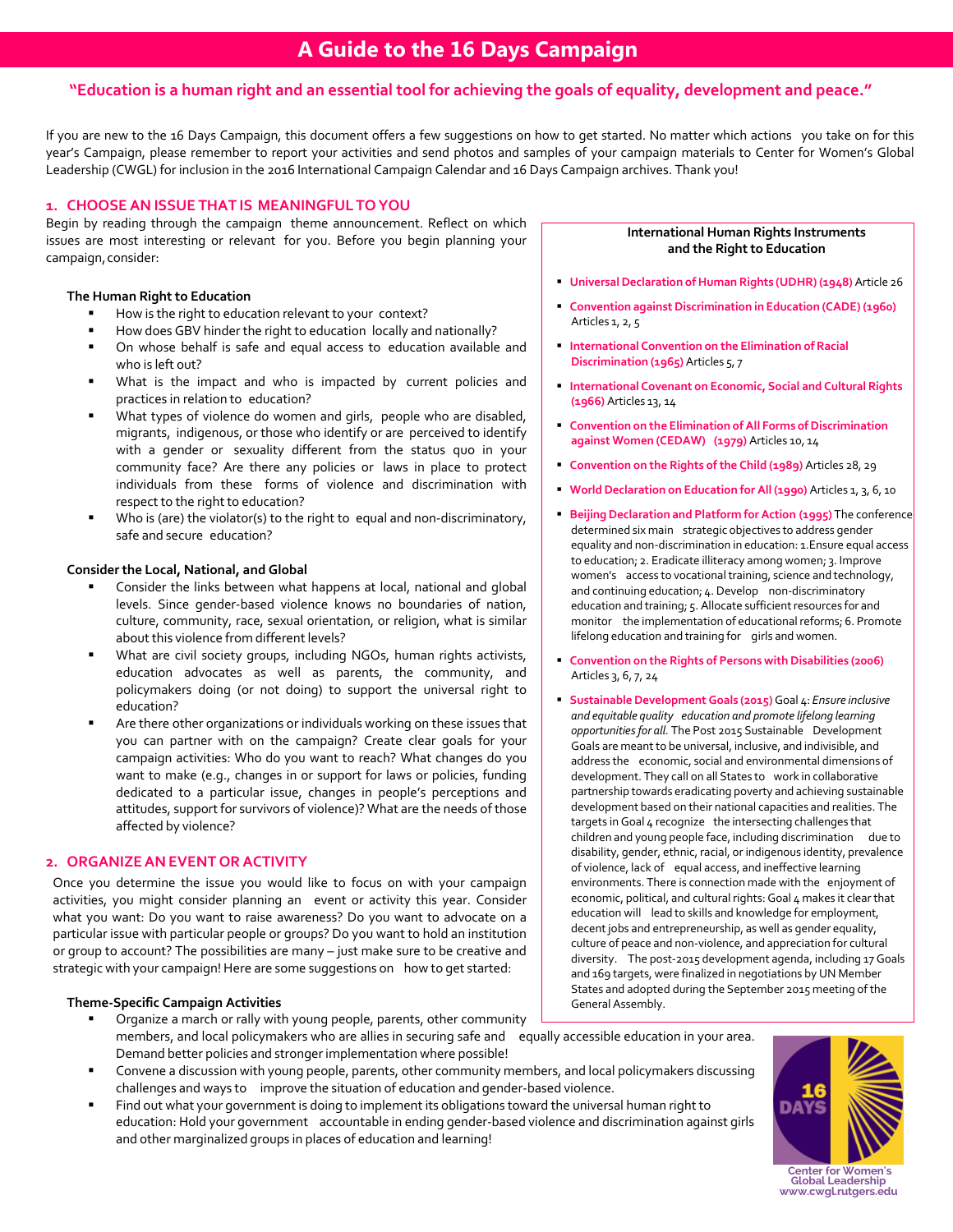# A Guide to the 16 Days Campaign

**"Education is a human right and an essential tool for achieving the goals of equality, development and peace."**

If you are new to the 16 Days Campaign, this document offers a few suggestions on how to get started. No matter which actions you take on for this year's Campaign, please remember to report your activities and send photos and samples of your campaign materials to Center for Women's Global Leadership (CWGL) for inclusion in the 2016 International Campaign Calendar and 16 Days Campaign archives. Thank you!

## 1. CHOOSE AN ISSUE THAT IS MEANINGFUL TO YOU

Begin by reading through the campaign theme announcement. Reflect on which issues are most interesting or relevant for you. Before you begin planning your campaign, consider:

### The Human Right to Education

- How is the right to education relevant to your context?
- How does GBV hinder the right to education locally and nationally?
- On whose behalf is safe and equal access to education available and who is left out?
- What is the impact and who is impacted by current policies and practices in relation to education?
- What types of violence do women and girls, people who are disabled, migrants, indigenous, or those who identify or are perceived to identify with a gender or sexuality different from the status quo in your community face? Are there any policies or laws in place to protect individuals from these forms of violence and discrimination with respect to the right to education?
- Who is (are) the violator(s) to the right to equal and non-discriminatory, safe and secure education?

### Consider the Local, National, and Global

- Consider the links between what happens at local, national and global levels. Since gender-based violence knows no boundaries of nation, culture, community, race, sexual orientation, or religion, what is similar about this violence from different levels?
- What are civil society groups, including NGOs, human rights activists, education advocates as well as parents, the community, and policymakers doing (or not doing) to support the universal right to education?
- Are there other organizations or individuals working on these issues that you can partner with on the campaign? Create clear goals for your campaign activities: Who do you want to reach? What changes do you want to make (e.g., changes in or support for laws or policies, funding dedicated to a particular issue, changes in people's perceptions and attitudes, support for survivors of violence)? What are the needs of those affected by violence?

## 2. ORGANIZE AN EVENT OR ACTIVITY

Once you determine the issue you would like to focus on with your campaign activities, you might consider planning an event or activity this year. Consider what you want: Do you want to raise awareness? Do you want to advocate on a particular issue with particular people or groups? Do you want to hold an institution or group to account? The possibilities are many – just make sure to be creative and strategic with your campaign! Here are some suggestions on how to get started:

### Theme-Specific Campaign Activities

- Organize a march or rally with young people, parents, other community members, and local policymakers who are allies in securing safe and equally accessible education in your area. Demand better policies and stronger implementation where possible!
- Convene a discussion with young people, parents, other community members, and local policymakers discussing challenges and ways to improve the situation of education and gender-based violence.
- Find out what your government is doing to implement its obligations toward the universal human right to education: Hold your government accountable in ending gender-based violence and discrimination against girls and other marginalized groups in places of education and learning!

---

**International Human Rights Instruments and the Right to Education**

- **Universal Declaration of Human Rights (UDHR) (1948)** Article 26
- **Convention against Discrimination in Education (CADE) (1960)** Articles 1, 2, 5
- **International Convention on the Elimination of Racial Discrimination (1965)** Articles 5, 7
- **International Covenant on Economic, Social and Cultural Rights (1966)** Articles 13, 14
- **Convention on the Elimination of All Forms of Discrimination against Women (CEDAW) (1979)** Articles 10, 14
- **Convention on the Rights of the Child (1989)** Articles 28, 29
- **World Declaration on Education for All (1990)** Articles 1, 3, 6, 10
- **Beijing Declaration and Platform for Action (1995)** The conference determined six main strategic objectives to address gender equality and non-discrimination in education: 1. Ensure equal access to education; 2. Eradicate illiteracy among women; 3. Improve women's access to vocational training, science and technology, and continuing education; 4. Develop non-discriminatory education and training; 5. Allocate sufficient resources for and monitor the implementation of educational reforms; 6. Promote lifelong education and training for girls and women.
- **Convention on the Rights of Persons with Disabilities (2006)** Articles 3, 6, 7, 24
- **Sustainable Development Goals (2015)** Goal 4: *Ensure inclusive and equitable quality education and promote lifelong learning opportunities for all.* The Post 2015 Sustainable Development Goals are meant to be universal, inclusive, and indivisible, and address the economic, social and environmental dimensions of development. They call on all States to work in collaborative partnership towards eradicating poverty and achieving sustainable development based on their national capacities and realities. The targets in Goal 4 recognize the intersecting challenges that children and young people face, including discrimination due to disability, gender, ethnic, racial, or indigenous identity, prevalence of violence, lack of equal access, and ineffective learning environments. There is connection made with the enjoyment of economic, political, and cultural rights: Goal 4 makes it clear that education will lead to skills and knowledge for employment, decent jobs and entrepreneurship, as well as gender equality, culture of peace and non-violence, and appreciation for cultural diversity. The post-2015 development agenda, including 17 Goals and 169 targets, were finalized in negotiations by UN Member States and adopted during the September 2015 meeting of the General Assembly.

Center for Women's Global Leadership
www.cwgl.rutgers.edu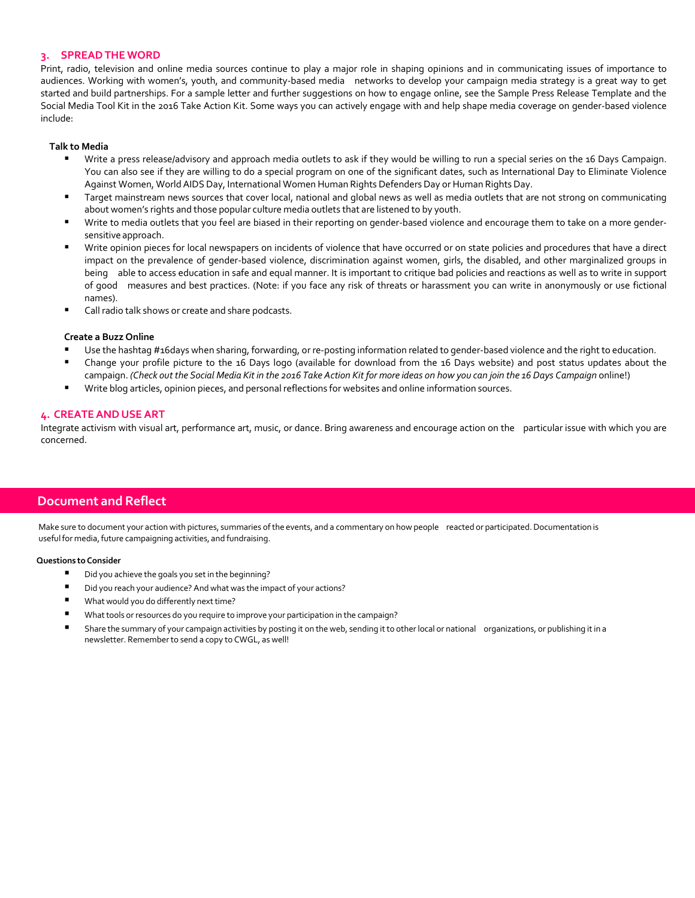## 3. SPREAD THE WORD

Print, radio, television and online media sources continue to play a major role in shaping opinions and in communicating issues of importance to audiences. Working with women's, youth, and community-based media networks to develop your campaign media strategy is a great way to get started and build partnerships. For a sample letter and further suggestions on how to engage online, see the Sample Press Release Template and the Social Media Tool Kit in the 2016 Take Action Kit. Some ways you can actively engage with and help shape media coverage on gender-based violence include:

**Talk to Media**

- Write a press release/advisory and approach media outlets to ask if they would be willing to run a special series on the 16 Days Campaign. You can also see if they are willing to do a special program on one of the significant dates, such as International Day to Eliminate Violence Against Women, World AIDS Day, International Women Human Rights Defenders Day or Human Rights Day.
- Target mainstream news sources that cover local, national and global news as well as media outlets that are not strong on communicating about women's rights and those popular culture media outlets that are listened to by youth.
- Write to media outlets that you feel are biased in their reporting on gender-based violence and encourage them to take on a more gender-sensitive approach.
- Write opinion pieces for local newspapers on incidents of violence that have occurred or on state policies and procedures that have a direct impact on the prevalence of gender-based violence, discrimination against women, girls, the disabled, and other marginalized groups in being able to access education in safe and equal manner. It is important to critique bad policies and reactions as well as to write in support of good measures and best practices. (Note: if you face any risk of threats or harassment you can write in anonymously or use fictional names).
- Call radio talk shows or create and share podcasts.

**Create a Buzz Online**

- Use the hashtag #16days when sharing, forwarding, or re-posting information related to gender-based violence and the right to education.
- Change your profile picture to the 16 Days logo (available for download from the 16 Days website) and post status updates about the campaign. *(Check out the Social Media Kit in the 2016 Take Action Kit for more ideas on how you can join the 16 Days Campaign* online!)
- Write blog articles, opinion pieces, and personal reflections for websites and online information sources.

## 4. CREATE AND USE ART

Integrate activism with visual art, performance art, music, or dance. Bring awareness and encourage action on the particular issue with which you are concerned.

## Document and Reflect

Make sure to document your action with pictures, summaries of the events, and a commentary on how people reacted or participated. Documentation is useful for media, future campaigning activities, and fundraising.

**Questions to Consider**

- Did you achieve the goals you set in the beginning?
- Did you reach your audience? And what was the impact of your actions?
- What would you do differently next time?
- What tools or resources do you require to improve your participation in the campaign?
- Share the summary of your campaign activities by posting it on the web, sending it to other local or national organizations, or publishing it in a newsletter. Remember to send a copy to CWGL, as well!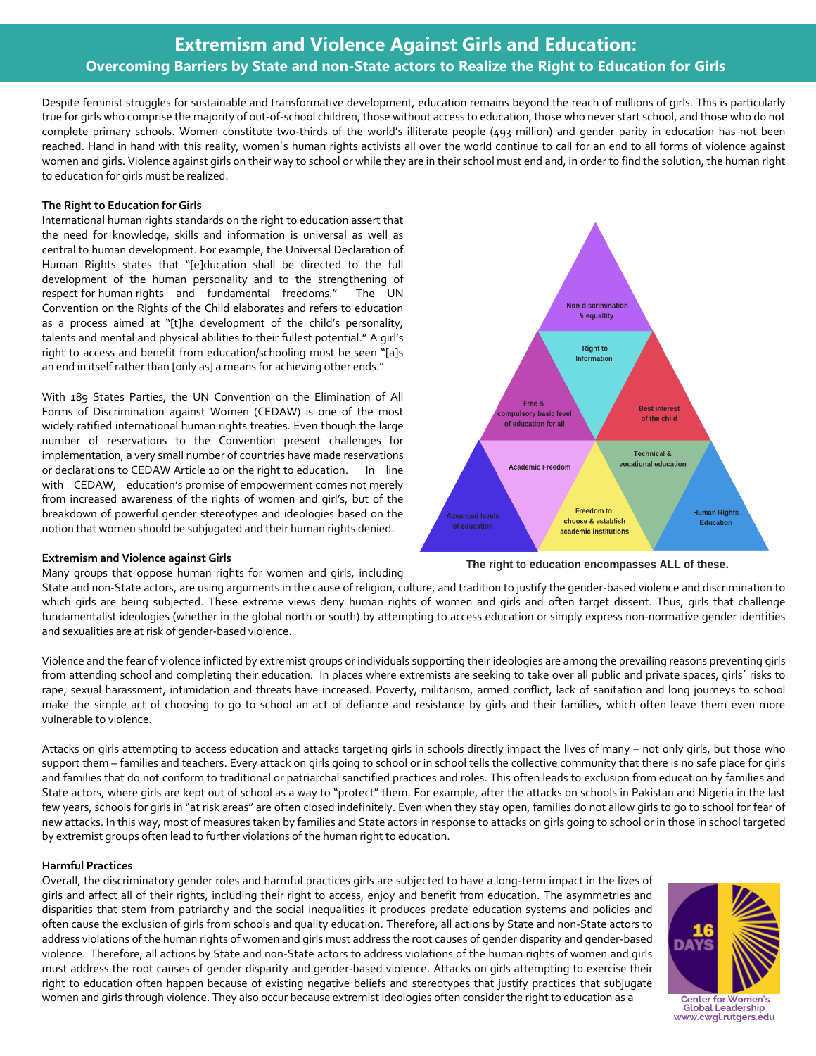# Extremism and Violence Against Girls and Education:

## Overcoming Barriers by State and non-State actors to Realize the Right to Education for Girls

Despite feminist struggles for sustainable and transformative development, education remains beyond the reach of millions of girls. This is particularly true for girls who comprise the majority of out-of-school children, those without access to education, those who never start school, and those who do not complete primary schools. Women constitute two-thirds of the world's illiterate people (493 million) and gender parity in education has not been reached. Hand in hand with this reality, women's human rights activists all over the world continue to call for an end to all forms of violence against women and girls. Violence against girls on their way to school or while they are in their school must end and, in order to find the solution, the human right to education for girls must be realized.

**The Right to Education for Girls**

International human rights standards on the right to education assert that the need for knowledge, skills and information is universal as well as central to human development. For example, the Universal Declaration of Human Rights states that "[e]ducation shall be directed to the full development of the human personality and to the strengthening of respect for human rights and fundamental freedoms." The UN Convention on the Rights of the Child elaborates and refers to education as a process aimed at "[t]he development of the child's personality, talents and mental and physical abilities to their fullest potential." A girl's right to access and benefit from education/schooling must be seen "[a]s an end in itself rather than [only as] a means for achieving other ends."

With 189 States Parties, the UN Convention on the Elimination of All Forms of Discrimination against Women (CEDAW) is one of the most widely ratified international human rights treaties. Even though the large number of reservations to the Convention present challenges for implementation, a very small number of countries have made reservations or declarations to CEDAW Article 10 on the right to education. In line with CEDAW, education's promise of empowerment comes not merely from increased awareness of the rights of women and girl's, but of the breakdown of powerful gender stereotypes and ideologies based on the notion that women should be subjugated and their human rights denied.

Non-discrimination & equality

Right to Information

Free & compulsory basic level of education for all

Best interest of the child

Academic Freedom

Technical & vocational education

Advanced levels of education

Freedom to choose & establish academic institutions

Human Rights Education

The right to education encompasses ALL of these.

**Extremism and Violence against Girls**

Many groups that oppose human rights for women and girls, including State and non-State actors, are using arguments in the cause of religion, culture, and tradition to justify the gender-based violence and discrimination to which girls are being subjected. These extreme views deny human rights of women and girls and often target dissent. Thus, girls that challenge fundamentalist ideologies (whether in the global north or south) by attempting to access education or simply express non-normative gender identities and sexualities are at risk of gender-based violence.

Violence and the fear of violence inflicted by extremist groups or individuals supporting their ideologies are among the prevailing reasons preventing girls from attending school and completing their education. In places where extremists are seeking to take over all public and private spaces, girls' risks to rape, sexual harassment, intimidation and threats have increased. Poverty, militarism, armed conflict, lack of sanitation and long journeys to school make the simple act of choosing to go to school an act of defiance and resistance by girls and their families, which often leave them even more vulnerable to violence.

Attacks on girls attempting to access education and attacks targeting girls in schools directly impact the lives of many – not only girls, but those who support them – families and teachers. Every attack on girls going to school or in school tells the collective community that there is no safe place for girls and families that do not conform to traditional or patriarchal sanctified practices and roles. This often leads to exclusion from education by families and State actors, where girls are kept out of school as a way to "protect" them. For example, after the attacks on schools in Pakistan and Nigeria in the last few years, schools for girls in "at risk areas" are often closed indefinitely. Even when they stay open, families do not allow girls to go to school for fear of new attacks. In this way, most of measures taken by families and State actors in response to attacks on girls going to school or in those in school targeted by extremist groups often lead to further violations of the human right to education.

**Harmful Practices**

Overall, the discriminatory gender roles and harmful practices girls are subjected to have a long-term impact in the lives of girls and affect all of their rights, including their right to access, enjoy and benefit from education. The asymmetries and disparities that stem from patriarchy and the social inequalities it produces predate education systems and policies and often cause the exclusion of girls from schools and quality education. Therefore, all actions by State and non-State actors to address violations of the human rights of women and girls must address the root causes of gender disparity and gender-based violence. Therefore, all actions by State and non-State actors to address violations of the human rights of women and girls must address the root causes of gender disparity and gender-based violence. Attacks on girls attempting to exercise their right to education often happen because of existing negative beliefs and stereotypes that justify practices that subjugate women and girls through violence. They also occur because extremist ideologies often consider the right to education as a

16 DAYS

Center for Women's Global Leadership
www.cwgl.rutgers.edu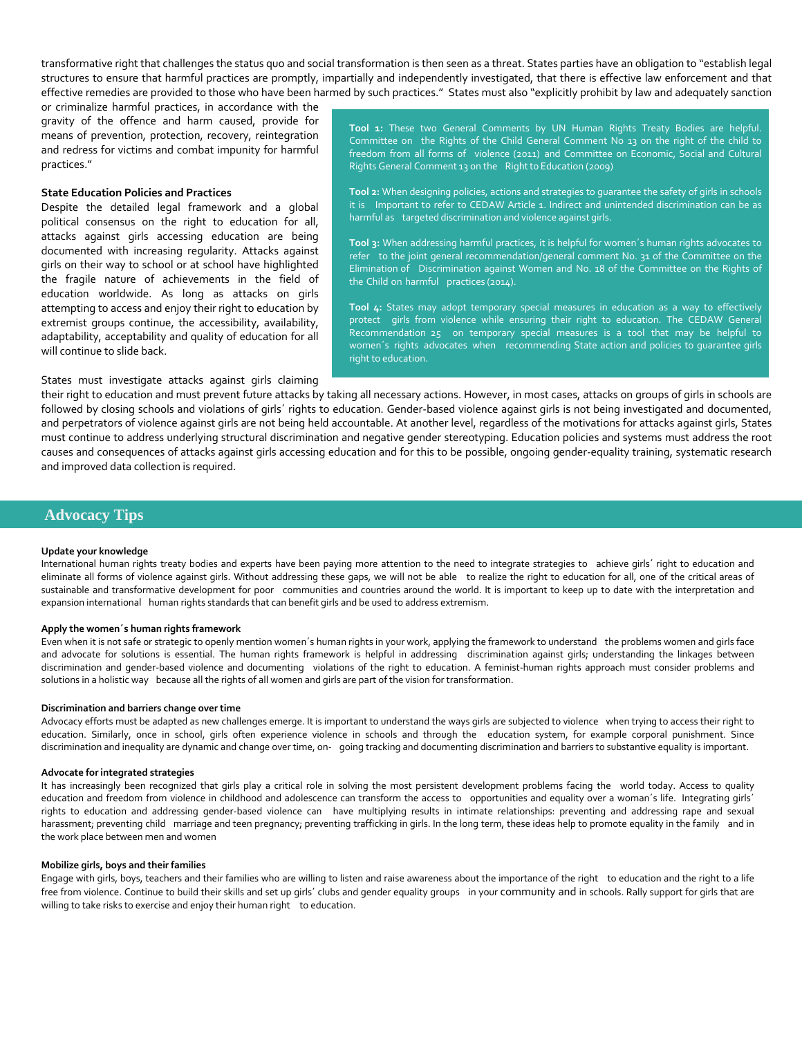transformative right that challenges the status quo and social transformation is then seen as a threat. States parties have an obligation to "establish legal structures to ensure that harmful practices are promptly, impartially and independently investigated, that there is effective law enforcement and that effective remedies are provided to those who have been harmed by such practices." States must also "explicitly prohibit by law and adequately sanction or criminalize harmful practices, in accordance with the gravity of the offence and harm caused, provide for means of prevention, protection, recovery, reintegration and redress for victims and combat impunity for harmful practices."

**State Education Policies and Practices**

Despite the detailed legal framework and a global political consensus on the right to education for all, attacks against girls accessing education are being documented with increasing regularity. Attacks against girls on their way to school or at school have highlighted the fragile nature of achievements in the field of education worldwide. As long as attacks on girls attempting to access and enjoy their right to education by extremist groups continue, the accessibility, availability, adaptability, acceptability and quality of education for all will continue to slide back.

States must investigate attacks against girls claiming their right to education and must prevent future attacks by taking all necessary actions. However, in most cases, attacks on groups of girls in schools are followed by closing schools and violations of girls´ rights to education. Gender-based violence against girls is not being investigated and documented, and perpetrators of violence against girls are not being held accountable. At another level, regardless of the motivations for attacks against girls, States must continue to address underlying structural discrimination and negative gender stereotyping. Education policies and systems must address the root causes and consequences of attacks against girls accessing education and for this to be possible, ongoing gender-equality training, systematic research and improved data collection is required.

**Tool 1:** These two General Comments by UN Human Rights Treaty Bodies are helpful. Committee on the Rights of the Child General Comment No 13 on the right of the child to freedom from all forms of violence (2011) and Committee on Economic, Social and Cultural Rights General Comment 13 on the Right to Education (2009)

**Tool 2:** When designing policies, actions and strategies to guarantee the safety of girls in schools it is Important to refer to CEDAW Article 1. Indirect and unintended discrimination can be as harmful as targeted discrimination and violence against girls.

**Tool 3:** When addressing harmful practices, it is helpful for women´s human rights advocates to refer to the joint general recommendation/general comment No. 31 of the Committee on the Elimination of Discrimination against Women and No. 18 of the Committee on the Rights of the Child on harmful practices (2014).

**Tool 4:** States may adopt temporary special measures in education as a way to effectively protect girls from violence while ensuring their right to education. The CEDAW General Recommendation 25 on temporary special measures is a tool that may be helpful to women´s rights advocates when recommending State action and policies to guarantee girls right to education.

## Advocacy Tips

**Update your knowledge**

International human rights treaty bodies and experts have been paying more attention to the need to integrate strategies to achieve girls´ right to education and eliminate all forms of violence against girls. Without addressing these gaps, we will not be able to realize the right to education for all, one of the critical areas of sustainable and transformative development for poor communities and countries around the world. It is important to keep up to date with the interpretation and expansion international human rights standards that can benefit girls and be used to address extremism.

**Apply the women´s human rights framework**

Even when it is not safe or strategic to openly mention women´s human rights in your work, applying the framework to understand the problems women and girls face and advocate for solutions is essential. The human rights framework is helpful in addressing discrimination against girls; understanding the linkages between discrimination and gender-based violence and documenting violations of the right to education. A feminist-human rights approach must consider problems and solutions in a holistic way because all the rights of all women and girls are part of the vision for transformation.

**Discrimination and barriers change over time**

Advocacy efforts must be adapted as new challenges emerge. It is important to understand the ways girls are subjected to violence when trying to access their right to education. Similarly, once in school, girls often experience violence in schools and through the education system, for example corporal punishment. Since discrimination and inequality are dynamic and change over time, on-going tracking and documenting discrimination and barriers to substantive equality is important.

**Advocate for integrated strategies**

It has increasingly been recognized that girls play a critical role in solving the most persistent development problems facing the world today. Access to quality education and freedom from violence in childhood and adolescence can transform the access to opportunities and equality over a woman´s life. Integrating girls´ rights to education and addressing gender-based violence can have multiplying results in intimate relationships: preventing and addressing rape and sexual harassment; preventing child marriage and teen pregnancy; preventing trafficking in girls. In the long term, these ideas help to promote equality in the family and in the work place between men and women

**Mobilize girls, boys and their families**

Engage with girls, boys, teachers and their families who are willing to listen and raise awareness about the importance of the right to education and the right to a life free from violence. Continue to build their skills and set up girls´ clubs and gender equality groups in your community and in schools. Rally support for girls that are willing to take risks to exercise and enjoy their human right to education.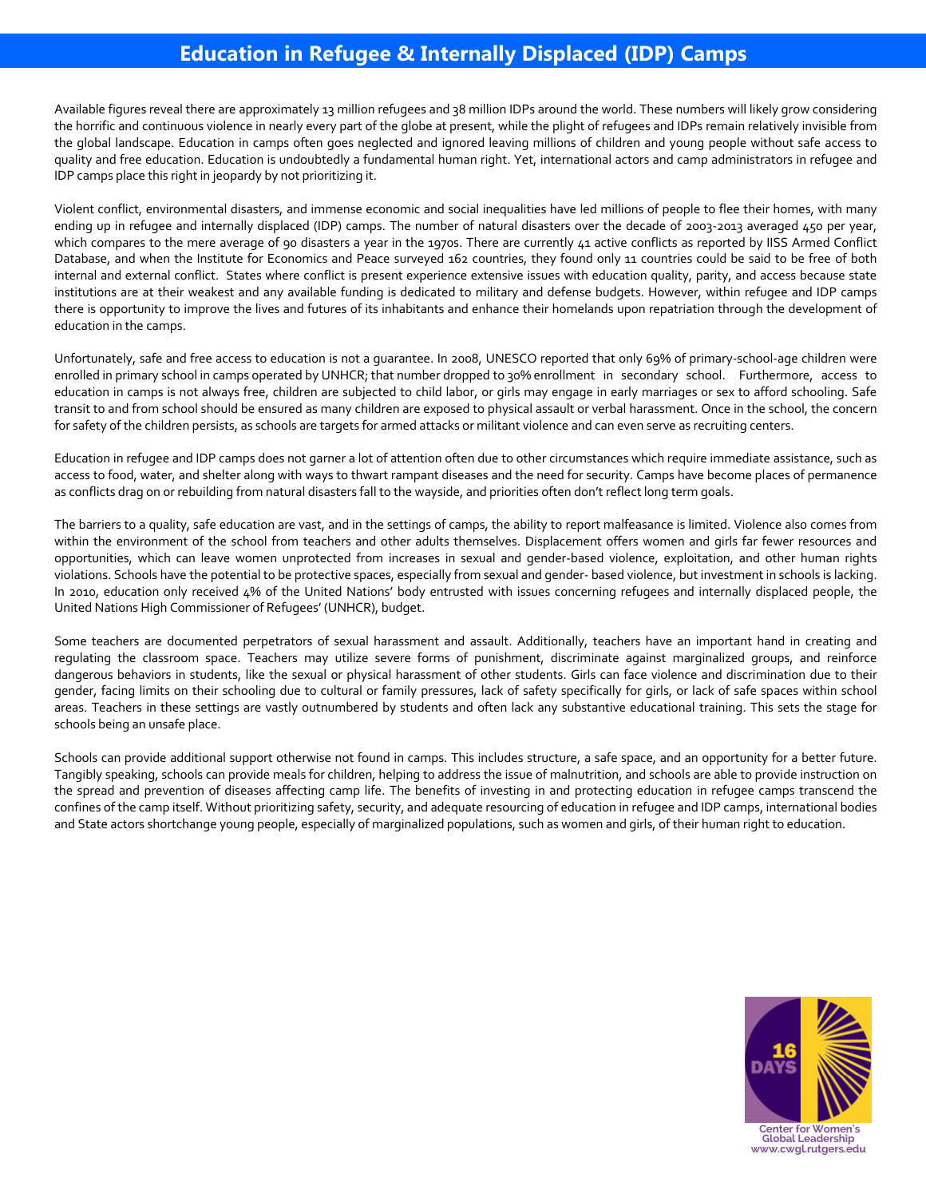# Education in Refugee & Internally Displaced (IDP) Camps

Available figures reveal there are approximately 13 million refugees and 38 million IDPs around the world. These numbers will likely grow considering the horrific and continuous violence in nearly every part of the globe at present, while the plight of refugees and IDPs remain relatively invisible from the global landscape. Education in camps often goes neglected and ignored leaving millions of children and young people without safe access to quality and free education. Education is undoubtedly a fundamental human right. Yet, international actors and camp administrators in refugee and IDP camps place this right in jeopardy by not prioritizing it.

Violent conflict, environmental disasters, and immense economic and social inequalities have led millions of people to flee their homes, with many ending up in refugee and internally displaced (IDP) camps. The number of natural disasters over the decade of 2003-2013 averaged 450 per year, which compares to the mere average of 90 disasters a year in the 1970s. There are currently 41 active conflicts as reported by IISS Armed Conflict Database, and when the Institute for Economics and Peace surveyed 162 countries, they found only 11 countries could be said to be free of both internal and external conflict. States where conflict is present experience extensive issues with education quality, parity, and access because state institutions are at their weakest and any available funding is dedicated to military and defense budgets. However, within refugee and IDP camps there is opportunity to improve the lives and futures of its inhabitants and enhance their homelands upon repatriation through the development of education in the camps.

Unfortunately, safe and free access to education is not a guarantee. In 2008, UNESCO reported that only 69% of primary-school-age children were enrolled in primary school in camps operated by UNHCR; that number dropped to 30% enrollment in secondary school. Furthermore, access to education in camps is not always free, children are subjected to child labor, or girls may engage in early marriages or sex to afford schooling. Safe transit to and from school should be ensured as many children are exposed to physical assault or verbal harassment. Once in the school, the concern for safety of the children persists, as schools are targets for armed attacks or militant violence and can even serve as recruiting centers.

Education in refugee and IDP camps does not garner a lot of attention often due to other circumstances which require immediate assistance, such as access to food, water, and shelter along with ways to thwart rampant diseases and the need for security. Camps have become places of permanence as conflicts drag on or rebuilding from natural disasters fall to the wayside, and priorities often don't reflect long term goals.

The barriers to a quality, safe education are vast, and in the settings of camps, the ability to report malfeasance is limited. Violence also comes from within the environment of the school from teachers and other adults themselves. Displacement offers women and girls far fewer resources and opportunities, which can leave women unprotected from increases in sexual and gender-based violence, exploitation, and other human rights violations. Schools have the potential to be protective spaces, especially from sexual and gender- based violence, but investment in schools is lacking. In 2010, education only received 4% of the United Nations' body entrusted with issues concerning refugees and internally displaced people, the United Nations High Commissioner of Refugees' (UNHCR), budget.

Some teachers are documented perpetrators of sexual harassment and assault. Additionally, teachers have an important hand in creating and regulating the classroom space. Teachers may utilize severe forms of punishment, discriminate against marginalized groups, and reinforce dangerous behaviors in students, like the sexual or physical harassment of other students. Girls can face violence and discrimination due to their gender, facing limits on their schooling due to cultural or family pressures, lack of safety specifically for girls, or lack of safe spaces within school areas. Teachers in these settings are vastly outnumbered by students and often lack any substantive educational training. This sets the stage for schools being an unsafe place.

Schools can provide additional support otherwise not found in camps. This includes structure, a safe space, and an opportunity for a better future. Tangibly speaking, schools can provide meals for children, helping to address the issue of malnutrition, and schools are able to provide instruction on the spread and prevention of diseases affecting camp life. The benefits of investing in and protecting education in refugee camps transcend the confines of the camp itself. Without prioritizing safety, security, and adequate resourcing of education in refugee and IDP camps, international bodies and State actors shortchange young people, especially of marginalized populations, such as women and girls, of their human right to education.

16 DAYS

Center for Women's Global Leadership
www.cwgl.rutgers.edu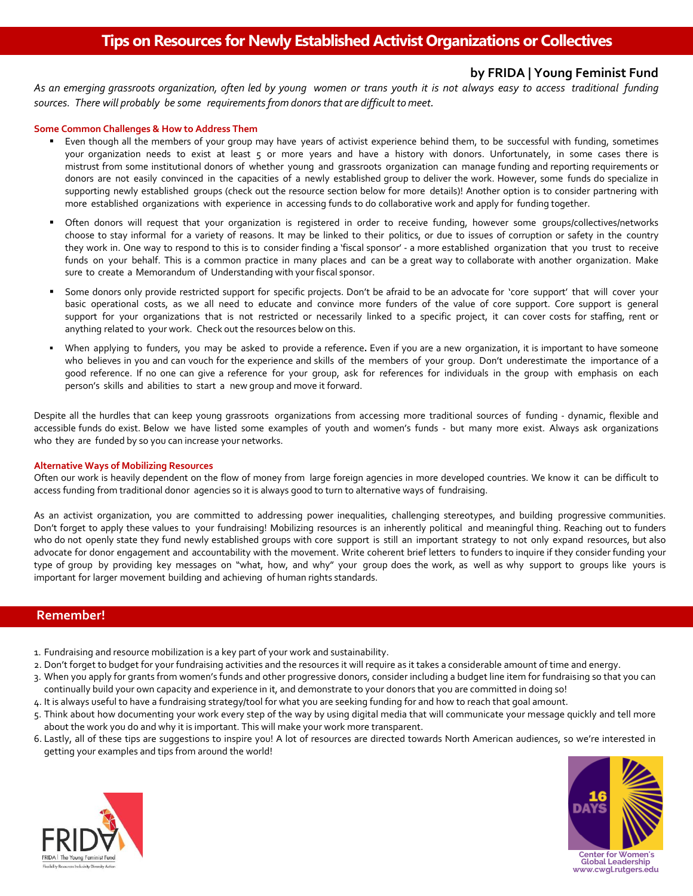# Tips on Resources for Newly Established Activist Organizations or Collectives

**by FRIDA | Young Feminist Fund**

*As an emerging grassroots organization, often led by young women or trans youth it is not always easy to access traditional funding sources. There will probably be some requirements from donors that are difficult to meet.*

### Some Common Challenges & How to Address Them

- Even though all the members of your group may have years of activist experience behind them, to be successful with funding, sometimes your organization needs to exist at least 5 or more years and have a history with donors. Unfortunately, in some cases there is mistrust from some institutional donors of whether young and grassroots organization can manage funding and reporting requirements or donors are not easily convinced in the capacities of a newly established group to deliver the work. However, some funds do specialize in supporting newly established groups (check out the resource section below for more details)! Another option is to consider partnering with more established organizations with experience in accessing funds to do collaborative work and apply for funding together.
- Often donors will request that your organization is registered in order to receive funding, however some groups/collectives/networks choose to stay informal for a variety of reasons. It may be linked to their politics, or due to issues of corruption or safety in the country they work in. One way to respond to this is to consider finding a 'fiscal sponsor' - a more established organization that you trust to receive funds on your behalf. This is a common practice in many places and can be a great way to collaborate with another organization. Make sure to create a Memorandum of Understanding with your fiscal sponsor.
- Some donors only provide restricted support for specific projects. Don't be afraid to be an advocate for 'core support' that will cover your basic operational costs, as we all need to educate and convince more funders of the value of core support. Core support is general support for your organizations that is not restricted or necessarily linked to a specific project, it can cover costs for staffing, rent or anything related to your work. Check out the resources below on this.
- When applying to funders, you may be asked to provide a reference**.** Even if you are a new organization, it is important to have someone who believes in you and can vouch for the experience and skills of the members of your group. Don't underestimate the importance of a good reference. If no one can give a reference for your group, ask for references for individuals in the group with emphasis on each person's skills and abilities to start a new group and move it forward.

Despite all the hurdles that can keep young grassroots organizations from accessing more traditional sources of funding - dynamic, flexible and accessible funds do exist. Below we have listed some examples of youth and women's funds - but many more exist. Always ask organizations who they are funded by so you can increase your networks.

### Alternative Ways of Mobilizing Resources

Often our work is heavily dependent on the flow of money from large foreign agencies in more developed countries. We know it can be difficult to access funding from traditional donor agencies so it is always good to turn to alternative ways of fundraising.

As an activist organization, you are committed to addressing power inequalities, challenging stereotypes, and building progressive communities. Don't forget to apply these values to your fundraising! Mobilizing resources is an inherently political and meaningful thing. Reaching out to funders who do not openly state they fund newly established groups with core support is still an important strategy to not only expand resources, but also advocate for donor engagement and accountability with the movement. Write coherent brief letters to funders to inquire if they consider funding your type of group by providing key messages on "what, how, and why" your group does the work, as well as why support to groups like yours is important for larger movement building and achieving of human rights standards.

## Remember!

1. Fundraising and resource mobilization is a key part of your work and sustainability.
2. Don't forget to budget for your fundraising activities and the resources it will require as it takes a considerable amount of time and energy.
3. When you apply for grants from women's funds and other progressive donors, consider including a budget line item for fundraising so that you can continually build your own capacity and experience in it, and demonstrate to your donors that you are committed in doing so!
4. It is always useful to have a fundraising strategy/tool for what you are seeking funding for and how to reach that goal amount.
5. Think about how documenting your work every step of the way by using digital media that will communicate your message quickly and tell more about the work you do and why it is important. This will make your work more transparent.
6. Lastly, all of these tips are suggestions to inspire you! A lot of resources are directed towards North American audiences, so we're interested in getting your examples and tips from around the world!

FRIDA | The Young Feminist Fund
Flexibility Resources Inclusivity Diversity Action

16 DAYS
Center for Women's Global Leadership
www.cwgl.rutgers.edu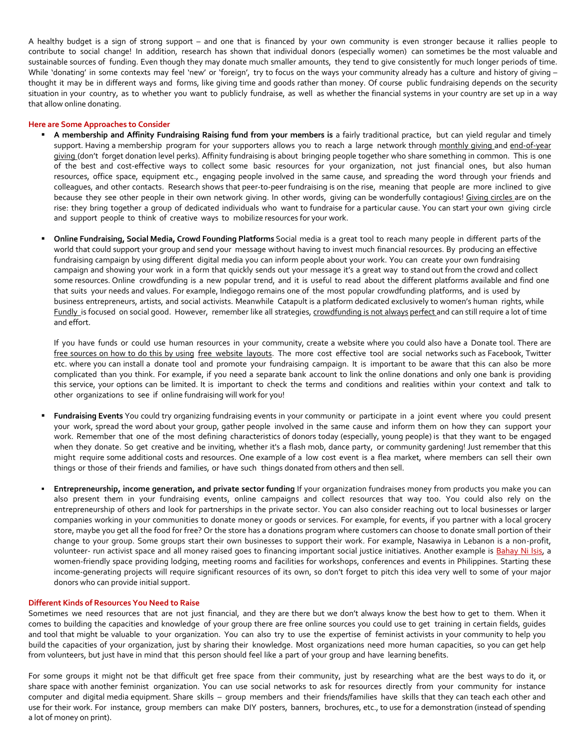A healthy budget is a sign of strong support – and one that is financed by your own community is even stronger because it rallies people to contribute to social change! In addition, research has shown that individual donors (especially women) can sometimes be the most valuable and sustainable sources of funding. Even though they may donate much smaller amounts, they tend to give consistently for much longer periods of time. While 'donating' in some contexts may feel 'new' or 'foreign', try to focus on the ways your community already has a culture and history of giving – thought it may be in different ways and forms, like giving time and goods rather than money. Of course public fundraising depends on the security situation in your country, as to whether you want to publicly fundraise, as well as whether the financial systems in your country are set up in a way that allow online donating.

### Here are Some Approaches to Consider

- **A membership and Affinity Fundraising Raising fund from your members is** a fairly traditional practice, but can yield regular and timely support. Having a membership program for your supporters allows you to reach a large network through monthly giving and end-of-year giving (don't forget donation level perks). Affinity fundraising is about bringing people together who share something in common. This is one of the best and cost-effective ways to collect some basic resources for your organization, not just financial ones, but also human resources, office space, equipment etc., engaging people involved in the same cause, and spreading the word through your friends and colleagues, and other contacts. Research shows that peer-to-peer fundraising is on the rise, meaning that people are more inclined to give because they see other people in their own network giving. In other words, giving can be wonderfully contagious! Giving circles are on the rise: they bring together a group of dedicated individuals who want to fundraise for a particular cause. You can start your own giving circle and support people to think of creative ways to mobilize resources for your work.

- **Online Fundraising, Social Media, Crowd Founding Platforms** Social media is a great tool to reach many people in different parts of the world that could support your group and send your message without having to invest much financial resources. By producing an effective fundraising campaign by using different digital media you can inform people about your work. You can create your own fundraising campaign and showing your work in a form that quickly sends out your message it's a great way to stand out from the crowd and collect some resources. Online crowdfunding is a new popular trend, and it is useful to read about the different platforms available and find one that suits your needs and values. For example, Indiegogo remains one of the most popular crowdfunding platforms, and is used by business entrepreneurs, artists, and social activists. Meanwhile Catapult is a platform dedicated exclusively to women's human rights, while Fundly is focused on social good. However, remember like all strategies, crowdfunding is not always perfect and can still require a lot of time and effort.

  If you have funds or could use human resources in your community, create a website where you could also have a Donate tool. There are free sources on how to do this by using free website layouts. The more cost effective tool are social networks such as Facebook, Twitter etc. where you can install a donate tool and promote your fundraising campaign. It is important to be aware that this can also be more complicated than you think. For example, if you need a separate bank account to link the online donations and only one bank is providing this service, your options can be limited. It is important to check the terms and conditions and realities within your context and talk to other organizations to see if online fundraising will work for you!

- **Fundraising Events** You could try organizing fundraising events in your community or participate in a joint event where you could present your work, spread the word about your group, gather people involved in the same cause and inform them on how they can support your work. Remember that one of the most defining characteristics of donors today (especially, young people) is that they want to be engaged when they donate. So get creative and be inviting, whether it's a flash mob, dance party, or community gardening! Just remember that this might require some additional costs and resources. One example of a low cost event is a flea market, where members can sell their own things or those of their friends and families, or have such things donated from others and then sell.

- **Entrepreneurship, income generation, and private sector funding** If your organization fundraises money from products you make you can also present them in your fundraising events, online campaigns and collect resources that way too. You could also rely on the entrepreneurship of others and look for partnerships in the private sector. You can also consider reaching out to local businesses or larger companies working in your communities to donate money or goods or services. For example, for events, if you partner with a local grocery store, maybe you get all the food for free? Or the store has a donations program where customers can choose to donate small portion of their change to your group. Some groups start their own businesses to support their work. For example, Nasawiya in Lebanon is a non-profit, volunteer- run activist space and all money raised goes to financing important social justice initiatives. Another example is Bahay Ni Isis, a women-friendly space providing lodging, meeting rooms and facilities for workshops, conferences and events in Philippines. Starting these income-generating projects will require significant resources of its own, so don't forget to pitch this idea very well to some of your major donors who can provide initial support.

### Different Kinds of Resources You Need to Raise

Sometimes we need resources that are not just financial, and they are there but we don't always know the best how to get to them. When it comes to building the capacities and knowledge of your group there are free online sources you could use to get training in certain fields, guides and tool that might be valuable to your organization. You can also try to use the expertise of feminist activists in your community to help you build the capacities of your organization, just by sharing their knowledge. Most organizations need more human capacities, so you can get help from volunteers, but just have in mind that this person should feel like a part of your group and have learning benefits.

For some groups it might not be that difficult get free space from their community, just by researching what are the best ways to do it, or share space with another feminist organization. You can use social networks to ask for resources directly from your community for instance computer and digital media equipment. Share skills – group members and their friends/families have skills that they can teach each other and use for their work. For instance, group members can make DIY posters, banners, brochures, etc., to use for a demonstration (instead of spending a lot of money on print).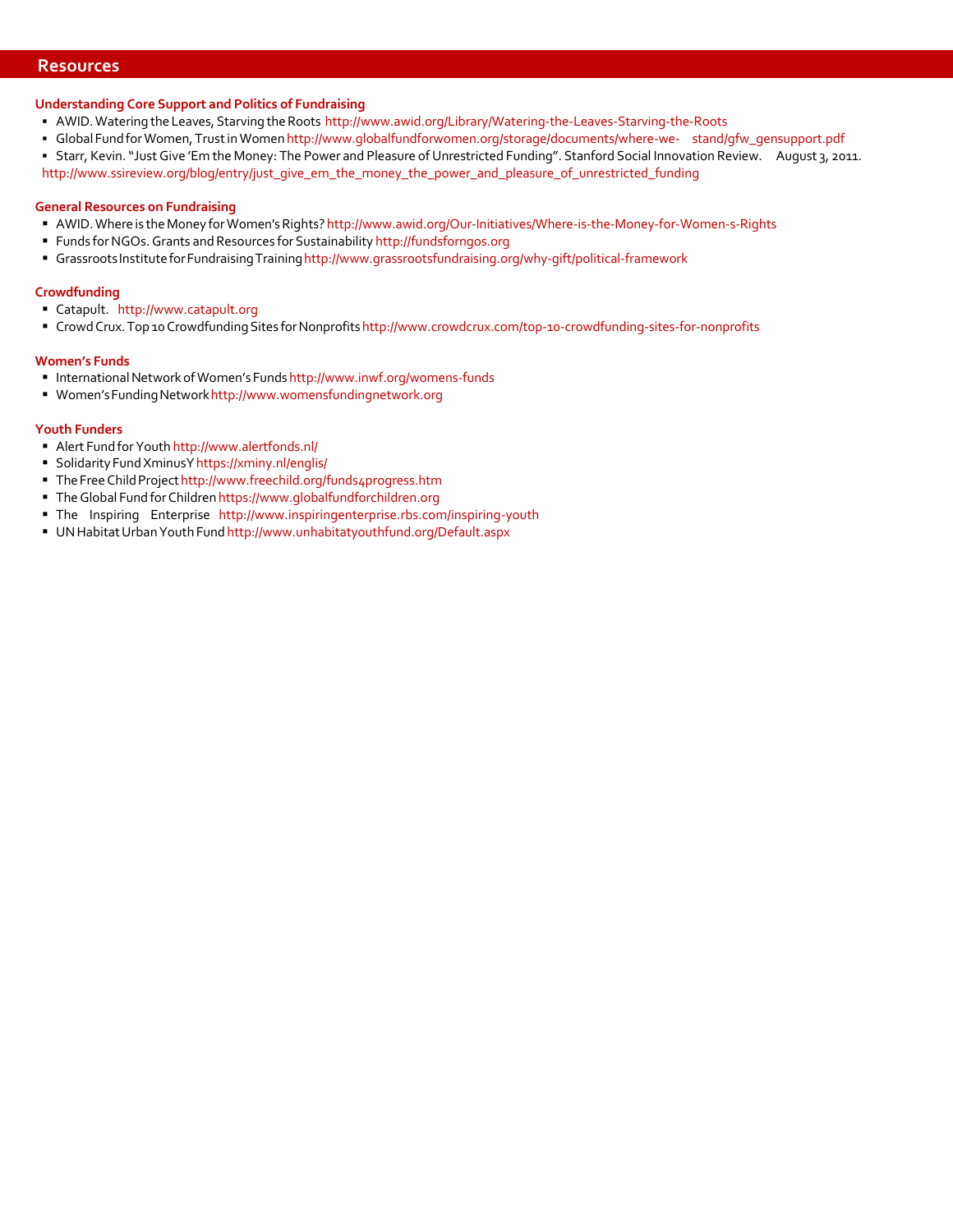## Resources

### Understanding Core Support and Politics of Fundraising

- AWID. Watering the Leaves, Starving the Roots http://www.awid.org/Library/Watering-the-Leaves-Starving-the-Roots
- Global Fund for Women, Trust in Women http://www.globalfundforwomen.org/storage/documents/where-we- stand/gfw_gensupport.pdf
- Starr, Kevin. "Just Give 'Em the Money: The Power and Pleasure of Unrestricted Funding". Stanford Social Innovation Review. August 3, 2011. http://www.ssireview.org/blog/entry/just_give_em_the_money_the_power_and_pleasure_of_unrestricted_funding

### General Resources on Fundraising

- AWID. Where is the Money for Women's Rights? http://www.awid.org/Our-Initiatives/Where-is-the-Money-for-Women-s-Rights
- Funds for NGOs. Grants and Resources for Sustainability http://fundsforngos.org
- Grassroots Institute for Fundraising Training http://www.grassrootsfundraising.org/why-gift/political-framework

### Crowdfunding

- Catapult. http://www.catapult.org
- Crowd Crux. Top 10 Crowdfunding Sites for Nonprofits http://www.crowdcrux.com/top-10-crowdfunding-sites-for-nonprofits

### Women's Funds

- International Network of Women's Funds http://www.inwf.org/womens-funds
- Women's Funding Network http://www.womensfundingnetwork.org

### Youth Funders

- Alert Fund for Youth http://www.alertfonds.nl/
- Solidarity Fund XminusY https://xminy.nl/englis/
- The Free Child Project http://www.freechild.org/funds4progress.htm
- The Global Fund for Children https://www.globalfundforchildren.org
- The Inspiring Enterprise http://www.inspiringenterprise.rbs.com/inspiring-youth
- UN Habitat Urban Youth Fund http://www.unhabitatyouthfund.org/Default.aspx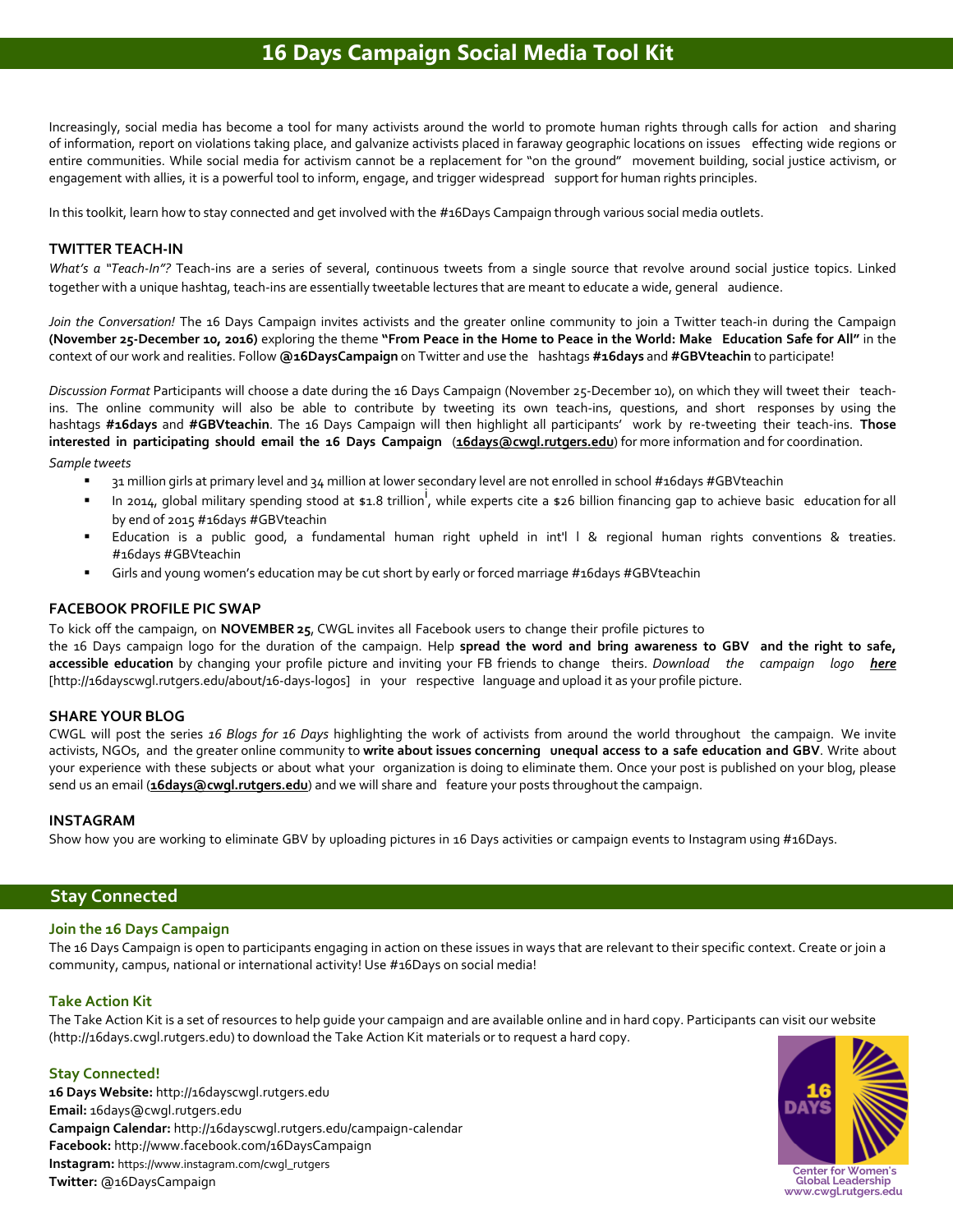# 16 Days Campaign Social Media Tool Kit

Increasingly, social media has become a tool for many activists around the world to promote human rights through calls for action and sharing of information, report on violations taking place, and galvanize activists placed in faraway geographic locations on issues effecting wide regions or entire communities. While social media for activism cannot be a replacement for "on the ground" movement building, social justice activism, or engagement with allies, it is a powerful tool to inform, engage, and trigger widespread support for human rights principles.

In this toolkit, learn how to stay connected and get involved with the #16Days Campaign through various social media outlets.

### TWITTER TEACH-IN

*What's a "Teach-In"?* Teach-ins are a series of several, continuous tweets from a single source that revolve around social justice topics. Linked together with a unique hashtag, teach-ins are essentially tweetable lectures that are meant to educate a wide, general audience.

*Join the Conversation!* The 16 Days Campaign invites activists and the greater online community to join a Twitter teach-in during the Campaign **(November 25-December 10, 2016)** exploring the theme **"From Peace in the Home to Peace in the World: Make Education Safe for All"** in the context of our work and realities. Follow **@16DaysCampaign** on Twitter and use the hashtags **#16days** and **#GBVteachin** to participate!

*Discussion Format* Participants will choose a date during the 16 Days Campaign (November 25-December 10), on which they will tweet their teach-ins. The online community will also be able to contribute by tweeting its own teach-ins, questions, and short responses by using the hashtags **#16days** and **#GBVteachin**. The 16 Days Campaign will then highlight all participants' work by re-tweeting their teach-ins. **Those interested in participating should email the 16 Days Campaign** (**16days@cwgl.rutgers.edu**) for more information and for coordination.

*Sample tweets*

- 31 million girls at primary level and 34 million at lower secondary level are not enrolled in school #16days #GBVteachin
- In 2014, global military spending stood at $1.8 trillion[i], while experts cite a $26 billion financing gap to achieve basic education for all by end of 2015 #16days #GBVteachin
- Education is a public good, a fundamental human right upheld in int'l l & regional human rights conventions & treaties. #16days #GBVteachin
- Girls and young women's education may be cut short by early or forced marriage #16days #GBVteachin

### FACEBOOK PROFILE PIC SWAP

To kick off the campaign, on **NOVEMBER 25**, CWGL invites all Facebook users to change their profile pictures to the 16 Days campaign logo for the duration of the campaign. Help **spread the word and bring awareness to GBV and the right to safe, accessible education** by changing your profile picture and inviting your FB friends to change theirs. *Download the campaign logo* ***here*** [http://16dayscwgl.rutgers.edu/about/16-days-logos] in your respective language and upload it as your profile picture.

### SHARE YOUR BLOG

CWGL will post the series *16 Blogs for 16 Days* highlighting the work of activists from around the world throughout the campaign. We invite activists, NGOs, and the greater online community to **write about issues concerning unequal access to a safe education and GBV**. Write about your experience with these subjects or about what your organization is doing to eliminate them. Once your post is published on your blog, please send us an email (**16days@cwgl.rutgers.edu**) and we will share and feature your posts throughout the campaign.

### INSTAGRAM

Show how you are working to eliminate GBV by uploading pictures in 16 Days activities or campaign events to Instagram using #16Days.

## Stay Connected

### Join the 16 Days Campaign

The 16 Days Campaign is open to participants engaging in action on these issues in ways that are relevant to their specific context. Create or join a community, campus, national or international activity! Use #16Days on social media!

### Take Action Kit

The Take Action Kit is a set of resources to help guide your campaign and are available online and in hard copy. Participants can visit our website (http://16days.cwgl.rutgers.edu) to download the Take Action Kit materials or to request a hard copy.

### Stay Connected!

**16 Days Website:** http://16dayscwgl.rutgers.edu
**Email:** 16days@cwgl.rutgers.edu
**Campaign Calendar:** http://16dayscwgl.rutgers.edu/campaign-calendar
**Facebook:** http://www.facebook.com/16DaysCampaign
**Instagram:** https://www.instagram.com/cwgl_rutgers
**Twitter:** @16DaysCampaign

16 DAYS

Center for Women's Global Leadership
www.cwgl.rutgers.edu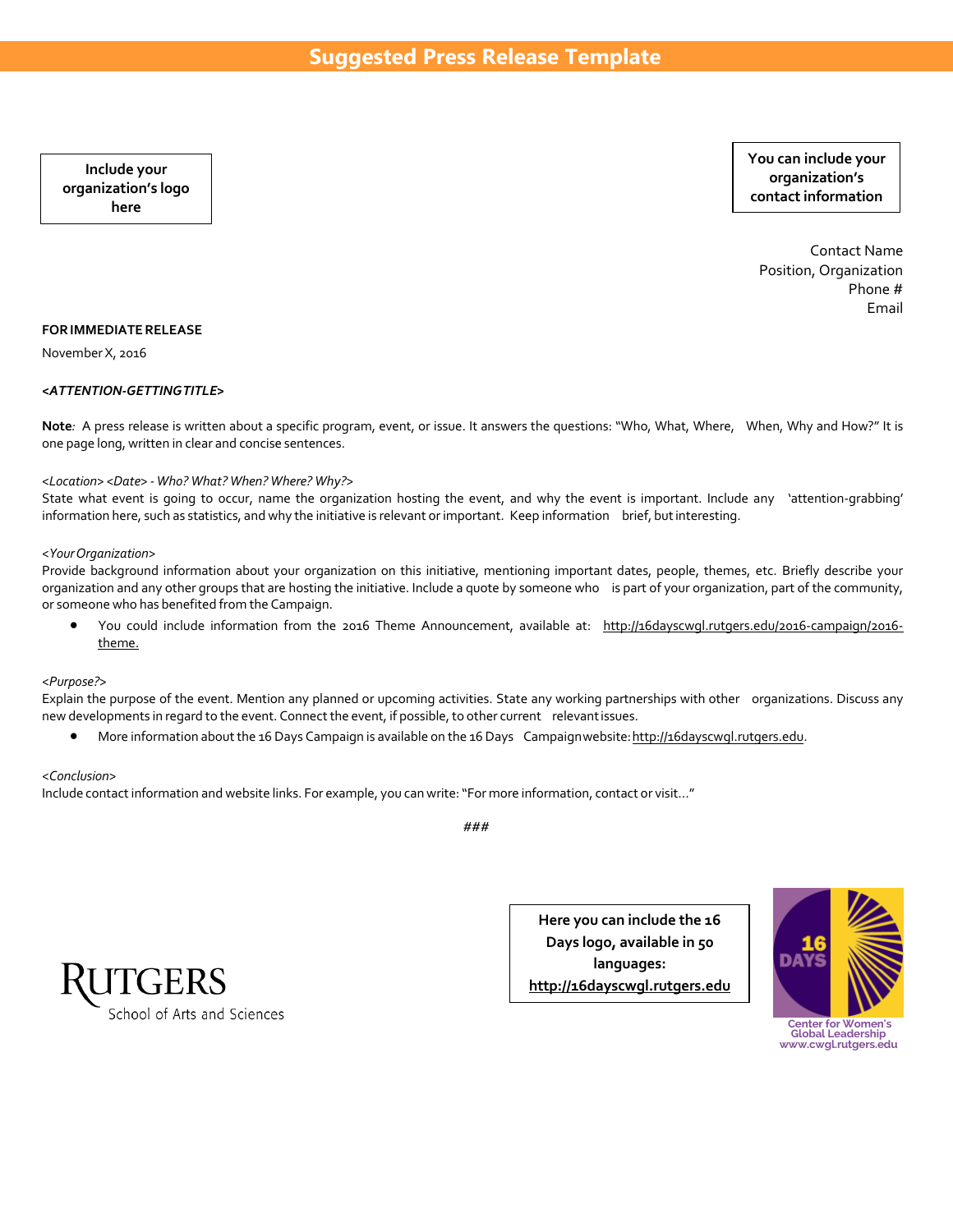# Suggested Press Release Template

**Include your organization's logo here**

**You can include your organization's contact information**

Contact Name
Position, Organization
Phone #
Email

**FOR IMMEDIATE RELEASE**

November X, 2016

***<ATTENTION-GETTING TITLE>***

**Note**: A press release is written about a specific program, event, or issue. It answers the questions: "Who, What, Where, When, Why and How?" It is one page long, written in clear and concise sentences.

*<Location> <Date> - Who? What? When? Where? Why?>*
State what event is going to occur, name the organization hosting the event, and why the event is important. Include any 'attention-grabbing' information here, such as statistics, and why the initiative is relevant or important. Keep information brief, but interesting.

*<Your Organization>*
Provide background information about your organization on this initiative, mentioning important dates, people, themes, etc. Briefly describe your organization and any other groups that are hosting the initiative. Include a quote by someone who is part of your organization, part of the community, or someone who has benefited from the Campaign.

- You could include information from the 2016 Theme Announcement, available at: http://16dayscwgl.rutgers.edu/2016-campaign/2016-theme.

*<Purpose?>*
Explain the purpose of the event. Mention any planned or upcoming activities. State any working partnerships with other organizations. Discuss any new developments in regard to the event. Connect the event, if possible, to other current relevant issues.

- More information about the 16 Days Campaign is available on the 16 Days Campaign website: http://16dayscwgl.rutgers.edu.

*<Conclusion>*
Include contact information and website links. For example, you can write: "For more information, contact or visit..."

###

RUTGERS
School of Arts and Sciences

**Here you can include the 16 Days logo, available in 50 languages: http://16dayscwgl.rutgers.edu**

16 DAYS
Center for Women's Global Leadership
www.cwgl.rutgers.edu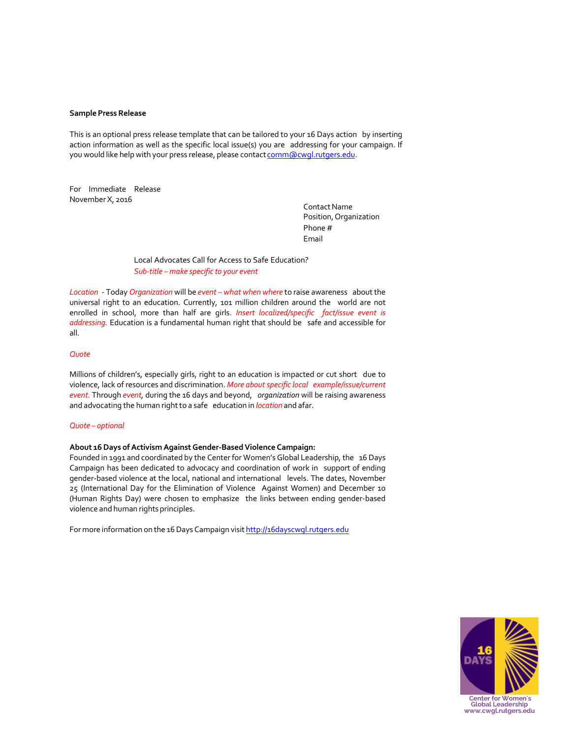**Sample Press Release**

This is an optional press release template that can be tailored to your 16 Days action by inserting action information as well as the specific local issue(s) you are addressing for your campaign. If you would like help with your press release, please contact comm@cwgl.rutgers.edu.

For Immediate Release
November X, 2016

Contact Name
Position, Organization
Phone #
Email

Local Advocates Call for Access to Safe Education?
*Sub-title – make specific to your event*

*Location* - Today *Organization* will be *event – what when where* to raise awareness about the universal right to an education. Currently, 101 million children around the world are not enrolled in school, more than half are girls. *Insert localized/specific fact/issue event is addressing.* Education is a fundamental human right that should be safe and accessible for all.

*Quote*

Millions of children's, especially girls, right to an education is impacted or cut short due to violence, lack of resources and discrimination. *More about specific local example/issue/current event.* Through *event*, during the 16 days and beyond, *organization* will be raising awareness and advocating the human right to a safe education in *location* and afar.

*Quote – optional*

**About 16 Days of Activism Against Gender-Based Violence Campaign:**
Founded in 1991 and coordinated by the Center for Women's Global Leadership, the 16 Days Campaign has been dedicated to advocacy and coordination of work in support of ending gender-based violence at the local, national and international levels. The dates, November 25 (International Day for the Elimination of Violence Against Women) and December 10 (Human Rights Day) were chosen to emphasize the links between ending gender-based violence and human rights principles.

For more information on the 16 Days Campaign visit http://16dayscwgl.rutgers.edu

Center for Women's Global Leadership
www.cwgl.rutgers.edu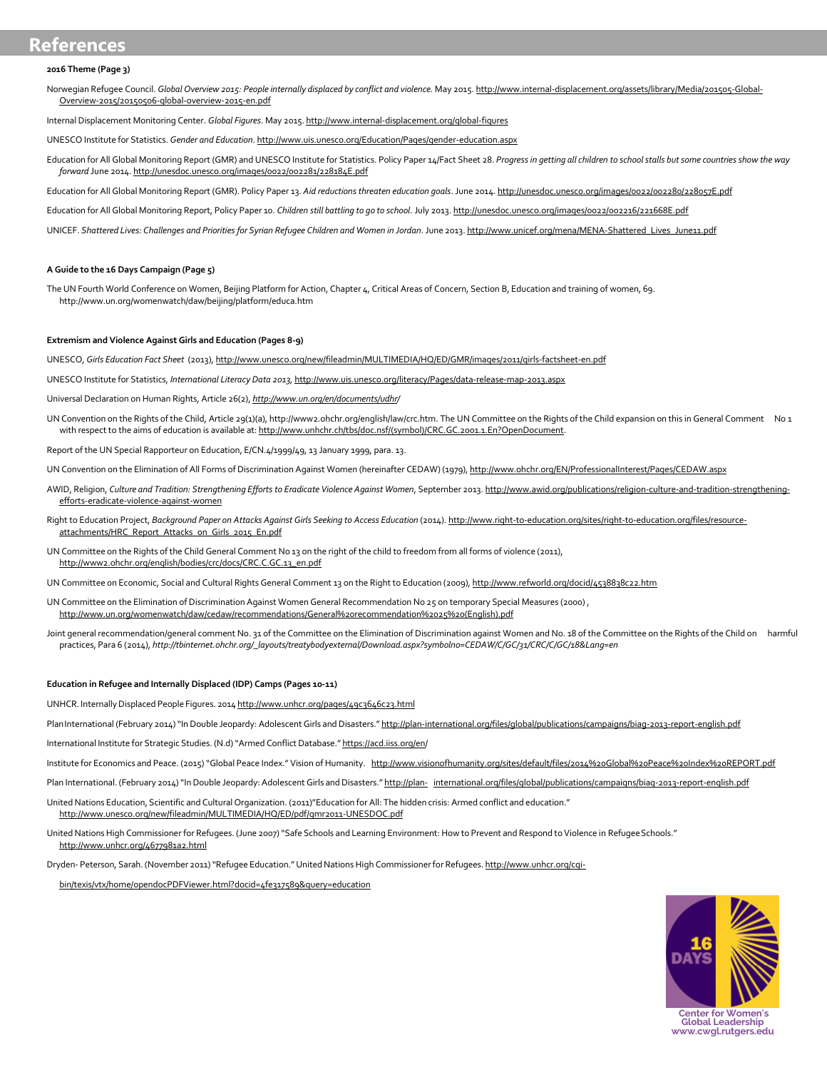# References

**2016 Theme (Page 3)**

Norwegian Refugee Council. *Global Overview 2015: People internally displaced by conflict and violence.* May 2015. http://www.internal-displacement.org/assets/library/Media/201505-Global-Overview-2015/20150506-global-overview-2015-en.pdf

Internal Displacement Monitoring Center. *Global Figures*. May 2015. http://www.internal-displacement.org/global-figures

UNESCO Institute for Statistics. *Gender and Education*. http://www.uis.unesco.org/Education/Pages/gender-education.aspx

Education for All Global Monitoring Report (GMR) and UNESCO Institute for Statistics. Policy Paper 14/Fact Sheet 28. *Progress in getting all children to school stalls but some countries show the way forward* June 2014. http://unesdoc.unesco.org/images/0022/002281/228184E.pdf

Education for All Global Monitoring Report (GMR). Policy Paper 13. *Aid reductions threaten education goals*. June 2014. http://unesdoc.unesco.org/images/0022/002280/228057E.pdf

Education for All Global Monitoring Report, Policy Paper 10. *Children still battling to go to school*. July 2013. http://unesdoc.unesco.org/images/0022/002216/221668E.pdf

UNICEF. *Shattered Lives: Challenges and Priorities for Syrian Refugee Children and Women in Jordan*. June 2013. http://www.unicef.org/mena/MENA-Shattered_Lives_June11.pdf

**A Guide to the 16 Days Campaign (Page 5)**

The UN Fourth World Conference on Women, Beijing Platform for Action, Chapter 4, Critical Areas of Concern, Section B, Education and training of women, 69. http://www.un.org/womenwatch/daw/beijing/platform/educa.htm

**Extremism and Violence Against Girls and Education (Pages 8-9)**

UNESCO, *Girls Education Fact Sheet* (2013), http://www.unesco.org/new/fileadmin/MULTIMEDIA/HQ/ED/GMR/images/2011/girls-factsheet-en.pdf

UNESCO Institute for Statistics, *International Literacy Data 2013*, http://www.uis.unesco.org/literacy/Pages/data-release-map-2013.aspx

Universal Declaration on Human Rights, Article 26(2), *http://www.un.org/en/documents/udhr/*

UN Convention on the Rights of the Child, Article 29(1)(a), http://www2.ohchr.org/english/law/crc.htm. The UN Committee on the Rights of the Child expansion on this in General Comment No 1 with respect to the aims of education is available at: http://www.unhchr.ch/tbs/doc.nsf/(symbol)/CRC.GC.2001.1.En?OpenDocument.

Report of the UN Special Rapporteur on Education, E/CN.4/1999/49, 13 January 1999, para. 13.

UN Convention on the Elimination of All Forms of Discrimination Against Women (hereinafter CEDAW) (1979), http://www.ohchr.org/EN/ProfessionalInterest/Pages/CEDAW.aspx

AWID, Religion, *Culture and Tradition: Strengthening Efforts to Eradicate Violence Against Women*, September 2013. http://www.awid.org/publications/religion-culture-and-tradition-strengthening-efforts-eradicate-violence-against-women

Right to Education Project, *Background Paper on Attacks Against Girls Seeking to Access Education* (2014). http://www.right-to-education.org/sites/right-to-education.org/files/resource-attachments/HRC_Report_Attacks_on_Girls_2015_En.pdf

UN Committee on the Rights of the Child General Comment No 13 on the right of the child to freedom from all forms of violence (2011), http://www2.ohchr.org/english/bodies/crc/docs/CRC.C.GC.13_en.pdf

UN Committee on Economic, Social and Cultural Rights General Comment 13 on the Right to Education (2009), http://www.refworld.org/docid/4538838c22.htm

UN Committee on the Elimination of Discrimination Against Women General Recommendation No 25 on temporary Special Measures (2000) , http://www.un.org/womenwatch/daw/cedaw/recommendations/General%20recommendation%2025%20(English).pdf

Joint general recommendation/general comment No. 31 of the Committee on the Elimination of Discrimination against Women and No. 18 of the Committee on the Rights of the Child on harmful practices, Para 6 (2014), *http://tbinternet.ohchr.org/_layouts/treatybodyexternal/Download.aspx?symbolno=CEDAW/C/GC/31/CRC/C/GC/18&Lang=en*

**Education in Refugee and Internally Displaced (IDP) Camps (Pages 10-11)**

UNHCR. Internally Displaced People Figures. 2014 http://www.unhcr.org/pages/49c3646c23.html

Plan International (February 2014) "In Double Jeopardy: Adolescent Girls and Disasters." http://plan-international.org/files/global/publications/campaigns/biag-2013-report-english.pdf

International Institute for Strategic Studies. (N.d) "Armed Conflict Database." https://acd.iiss.org/en/

Institute for Economics and Peace. (2015) "Global Peace Index." Vision of Humanity. http://www.visionofhumanity.org/sites/default/files/2014%20Global%20Peace%20Index%20REPORT.pdf

Plan International. (February 2014) "In Double Jeopardy: Adolescent Girls and Disasters." http://plan-international.org/files/global/publications/campaigns/biag-2013-report-english.pdf

United Nations Education, Scientific and Cultural Organization. (2011)"Education for All: The hidden crisis: Armed conflict and education." http://www.unesco.org/new/fileadmin/MULTIMEDIA/HQ/ED/pdf/gmr2011-UNESDOC.pdf

United Nations High Commissioner for Refugees. (June 2007) "Safe Schools and Learning Environment: How to Prevent and Respond to Violence in Refugee Schools." http://www.unhcr.org/4677981a2.html

Dryden- Peterson, Sarah. (November 2011) "Refugee Education." United Nations High Commissioner for Refugees. http://www.unhcr.org/cgi-bin/texis/vtx/home/opendocPDFViewer.html?docid=4fe317589&query=education

16 DAYS

Center for Women's Global Leadership
www.cwgl.rutgers.edu